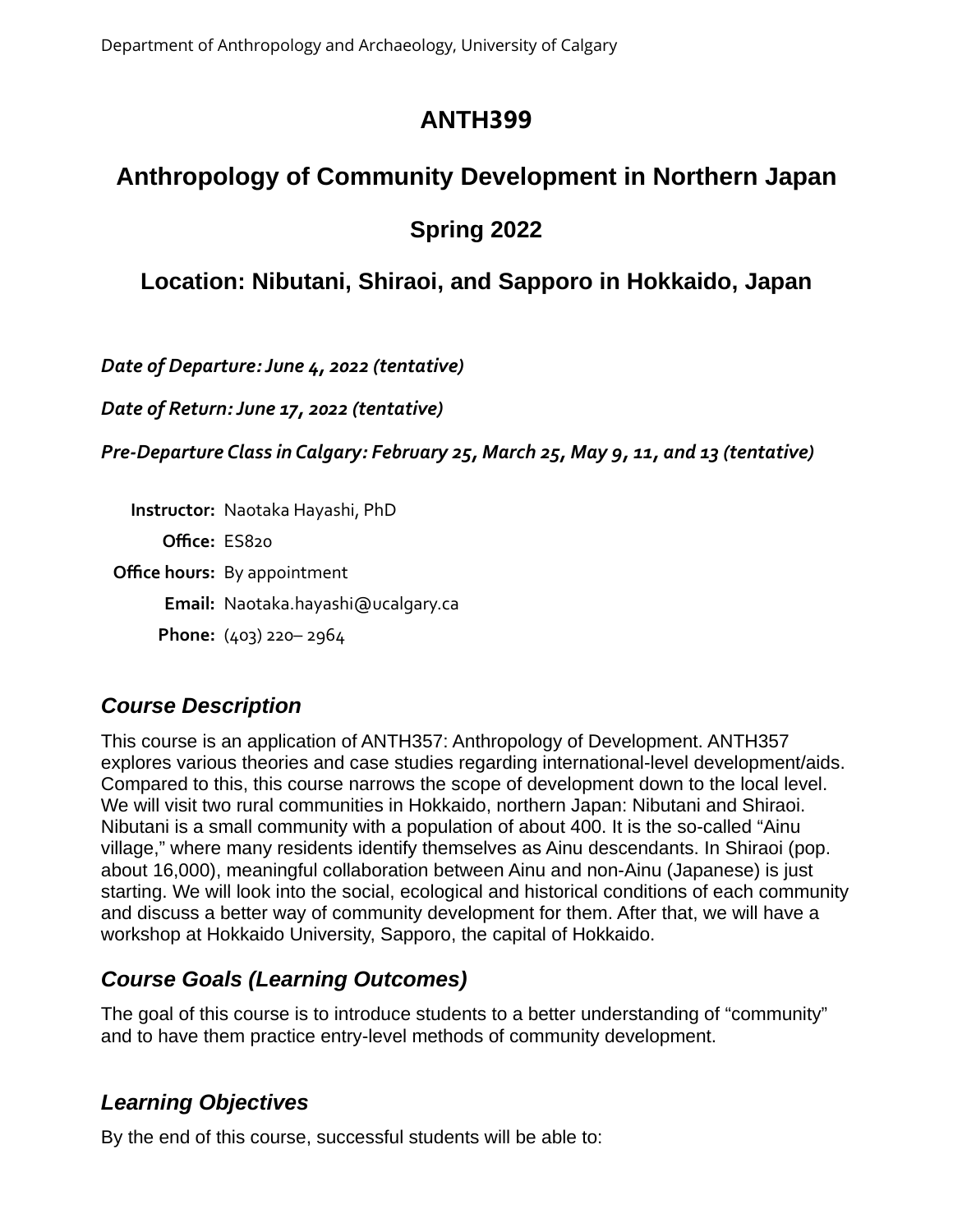# ANTH399

## Anthropology of Community Development in Northern Japan

## Spring 2022

### Location: Nibutani, Shiraoi, and Sapporo in Hokkaido, Japan

***Date of Departure: June 4, 2022 (tentative)***

***Date of Return: June 17, 2022 (tentative)***

***Pre-Departure Class in Calgary: February 25, March 25, May 9, 11, and 13 (tentative)***

**Instructor:** Naotaka Hayashi, PhD
**Office:** ES820
**Office hours:** By appointment
**Email:** Naotaka.hayashi@ucalgary.ca
**Phone:** (403) 220– 2964

## *Course Description*

This course is an application of ANTH357: Anthropology of Development. ANTH357 explores various theories and case studies regarding international-level development/aids. Compared to this, this course narrows the scope of development down to the local level. We will visit two rural communities in Hokkaido, northern Japan: Nibutani and Shiraoi. Nibutani is a small community with a population of about 400. It is the so-called "Ainu village," where many residents identify themselves as Ainu descendants. In Shiraoi (pop. about 16,000), meaningful collaboration between Ainu and non-Ainu (Japanese) is just starting. We will look into the social, ecological and historical conditions of each community and discuss a better way of community development for them. After that, we will have a workshop at Hokkaido University, Sapporo, the capital of Hokkaido.

## *Course Goals (Learning Outcomes)*

The goal of this course is to introduce students to a better understanding of "community" and to have them practice entry-level methods of community development.

## *Learning Objectives*

By the end of this course, successful students will be able to: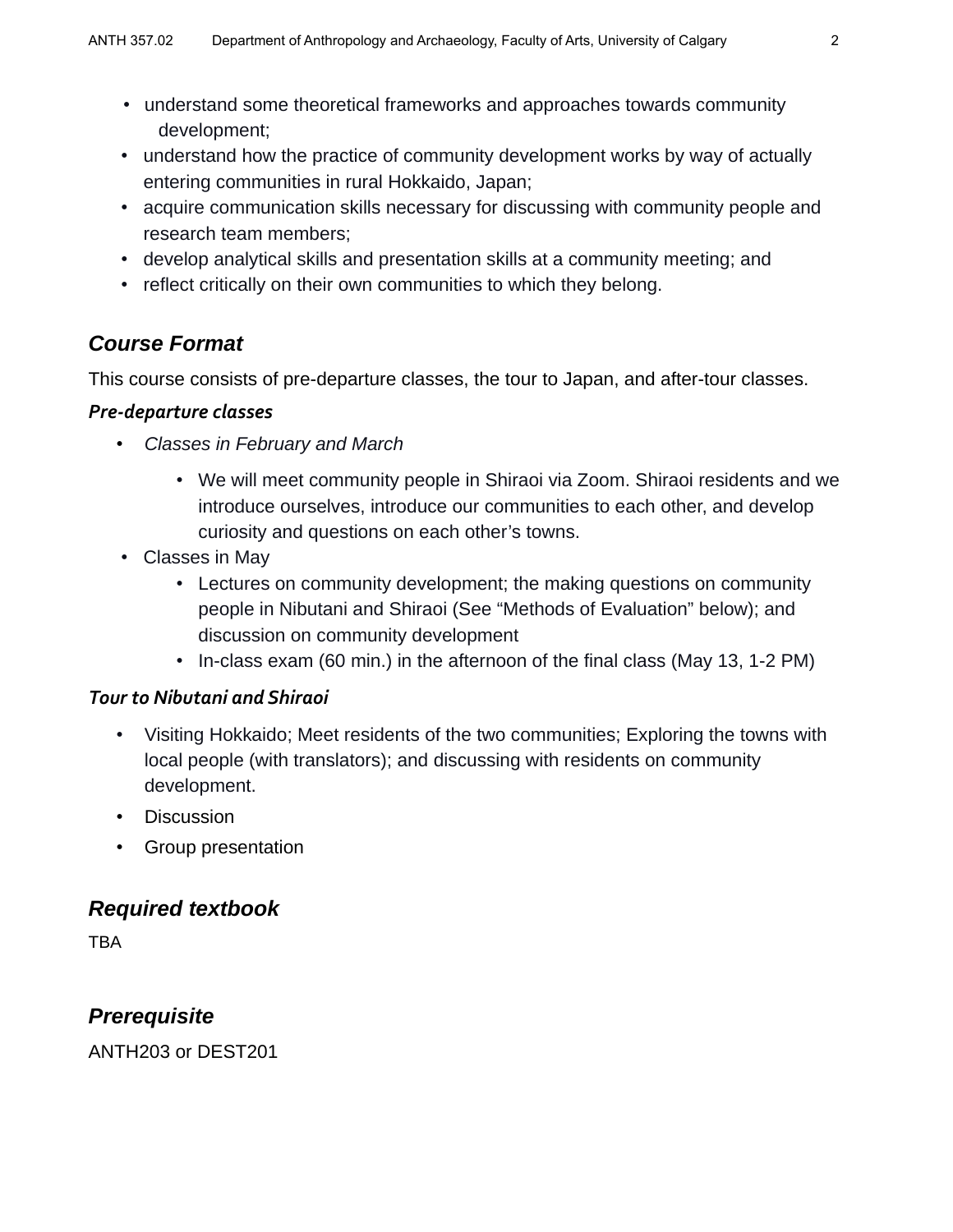- understand some theoretical frameworks and approaches towards community development;
- understand how the practice of community development works by way of actually entering communities in rural Hokkaido, Japan;
- acquire communication skills necessary for discussing with community people and research team members;
- develop analytical skills and presentation skills at a community meeting; and
- reflect critically on their own communities to which they belong.

## *Course Format*

This course consists of pre-departure classes, the tour to Japan, and after-tour classes.

### *Pre-departure classes*

- *Classes in February and March*
    - We will meet community people in Shiraoi via Zoom. Shiraoi residents and we introduce ourselves, introduce our communities to each other, and develop curiosity and questions on each other's towns.
- Classes in May
    - Lectures on community development; the making questions on community people in Nibutani and Shiraoi (See "Methods of Evaluation" below); and discussion on community development
    - In-class exam (60 min.) in the afternoon of the final class (May 13, 1-2 PM)

### *Tour to Nibutani and Shiraoi*

- Visiting Hokkaido; Meet residents of the two communities; Exploring the towns with local people (with translators); and discussing with residents on community development.
- Discussion
- Group presentation

## *Required textbook*

TBA

## *Prerequisite*

ANTH203 or DEST201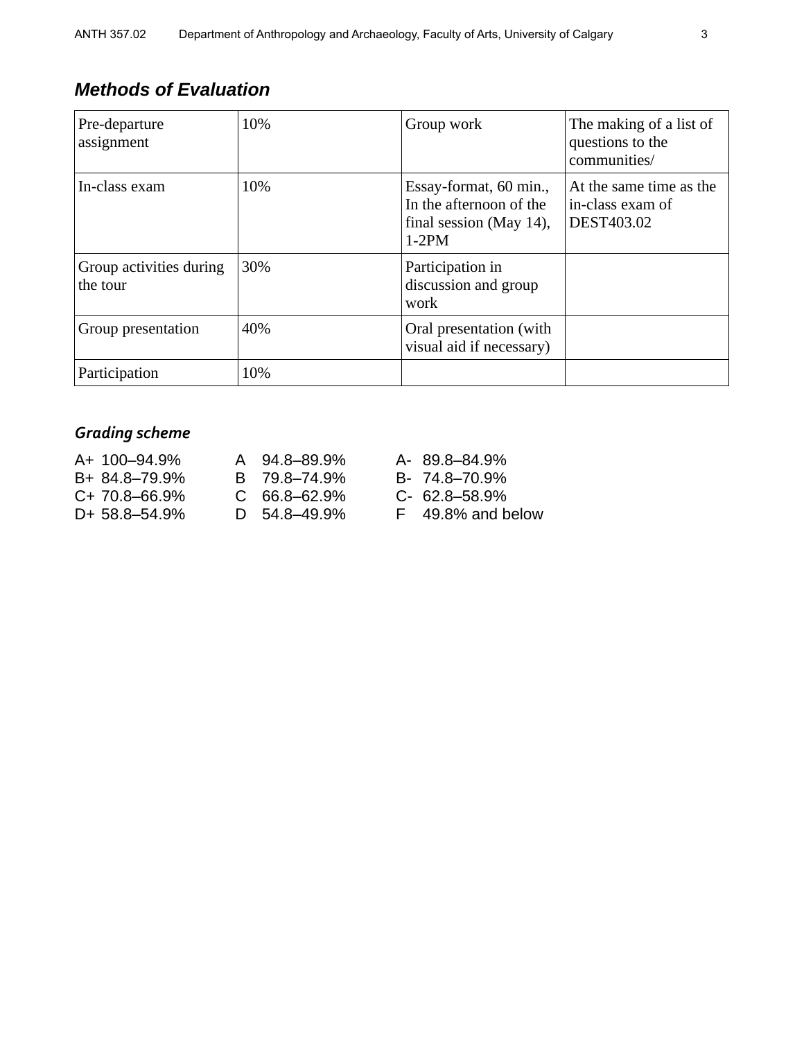## Methods of Evaluation

| Pre-departure assignment | 10% | Group work | The making of a list of questions to the communities/ |
|---|---|---|---|
| In-class exam | 10% | Essay-format, 60 min., In the afternoon of the final session (May 14), 1-2PM | At the same time as the in-class exam of DEST403.02 |
| Group activities during the tour | 30% | Participation in discussion and group work | |
| Group presentation | 40% | Oral presentation (with visual aid if necessary) | |
| Participation | 10% | | |

### *Grading scheme*

| | | |
|---|---|---|
| A+ 100–94.9% | A 94.8–89.9% | A- 89.8–84.9% |
| B+ 84.8–79.9% | B 79.8–74.9% | B- 74.8–70.9% |
| C+ 70.8–66.9% | C 66.8–62.9% | C- 62.8–58.9% |
| D+ 58.8–54.9% | D 54.8–49.9% | F 49.8% and below |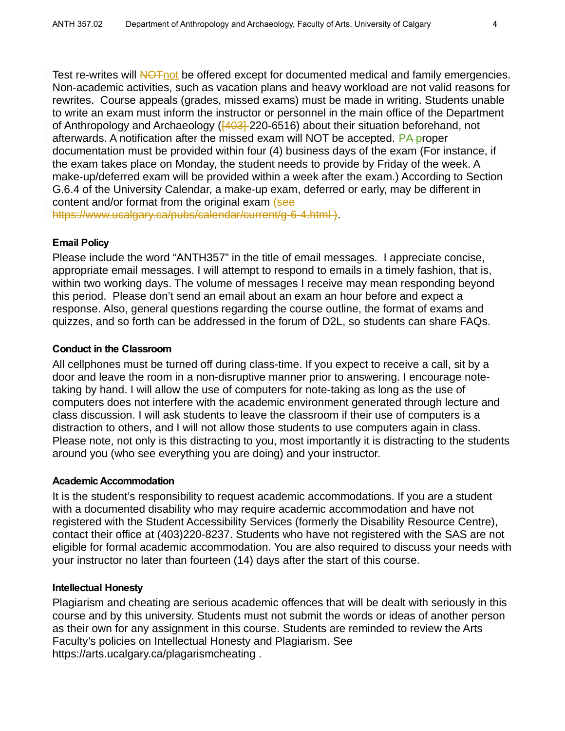Test re-writes will ~~NOT~~not be offered except for documented medical and family emergencies. Non-academic activities, such as vacation plans and heavy workload are not valid reasons for rewrites. Course appeals (grades, missed exams) must be made in writing. Students unable to write an exam must inform the instructor or personnel in the main office of the Department of Anthropology and Archaeology (~~[403]~~ 220-6516) about their situation beforehand, not afterwards. A notification after the missed exam will NOT be accepted. P~~A p~~roper documentation must be provided within four (4) business days of the exam (For instance, if the exam takes place on Monday, the student needs to provide by Friday of the week. A make-up/deferred exam will be provided within a week after the exam.) According to Section G.6.4 of the University Calendar, a make-up exam, deferred or early, may be different in content and/or format from the original exam~~ (see https://www.ucalgary.ca/pubs/calendar/current/g-6-4.html )~~.

**Email Policy**

Please include the word "ANTH357" in the title of email messages. I appreciate concise, appropriate email messages. I will attempt to respond to emails in a timely fashion, that is, within two working days. The volume of messages I receive may mean responding beyond this period. Please don't send an email about an exam an hour before and expect a response. Also, general questions regarding the course outline, the format of exams and quizzes, and so forth can be addressed in the forum of D2L, so students can share FAQs.

**Conduct in the Classroom**

All cellphones must be turned off during class-time. If you expect to receive a call, sit by a door and leave the room in a non-disruptive manner prior to answering. I encourage note-taking by hand. I will allow the use of computers for note-taking as long as the use of computers does not interfere with the academic environment generated through lecture and class discussion. I will ask students to leave the classroom if their use of computers is a distraction to others, and I will not allow those students to use computers again in class. Please note, not only is this distracting to you, most importantly it is distracting to the students around you (who see everything you are doing) and your instructor.

**Academic Accommodation**

It is the student's responsibility to request academic accommodations. If you are a student with a documented disability who may require academic accommodation and have not registered with the Student Accessibility Services (formerly the Disability Resource Centre), contact their office at (403)220-8237. Students who have not registered with the SAS are not eligible for formal academic accommodation. You are also required to discuss your needs with your instructor no later than fourteen (14) days after the start of this course.

**Intellectual Honesty**

Plagiarism and cheating are serious academic offences that will be dealt with seriously in this course and by this university. Students must not submit the words or ideas of another person as their own for any assignment in this course. Students are reminded to review the Arts Faculty's policies on Intellectual Honesty and Plagiarism. See https://arts.ucalgary.ca/plagarismcheating .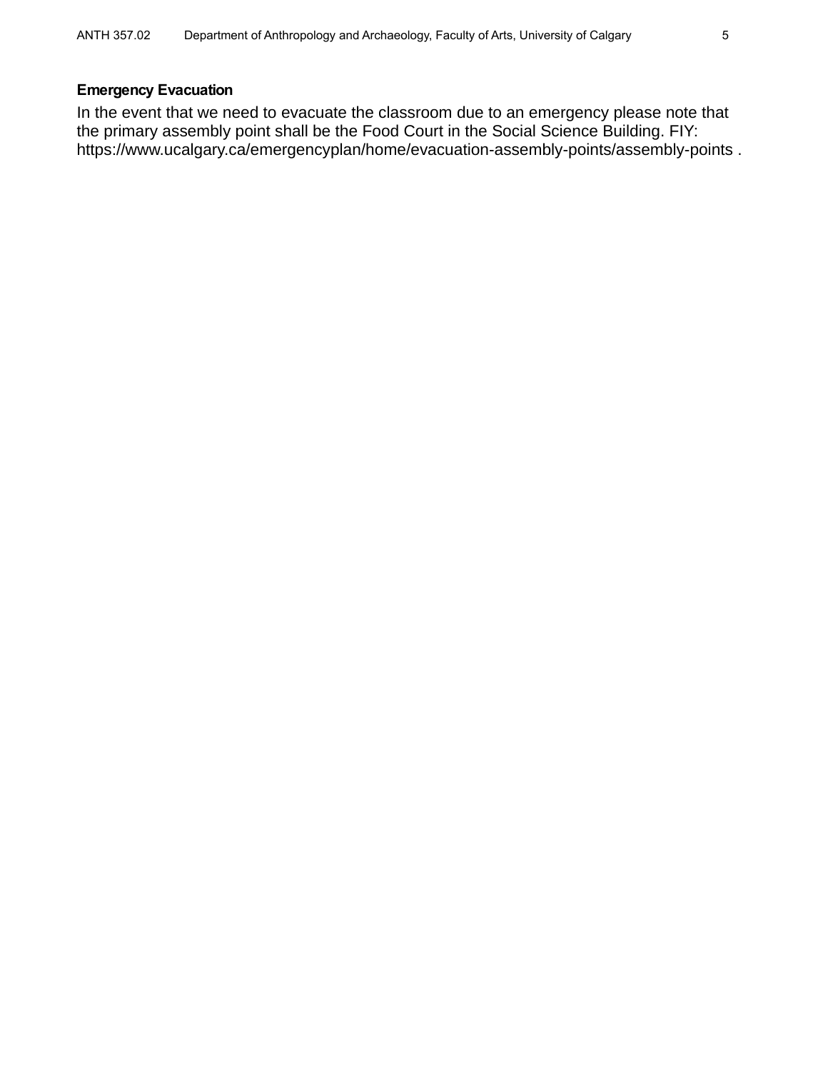**Emergency Evacuation**

In the event that we need to evacuate the classroom due to an emergency please note that the primary assembly point shall be the Food Court in the Social Science Building. FIY: https://www.ucalgary.ca/emergencyplan/home/evacuation-assembly-points/assembly-points .